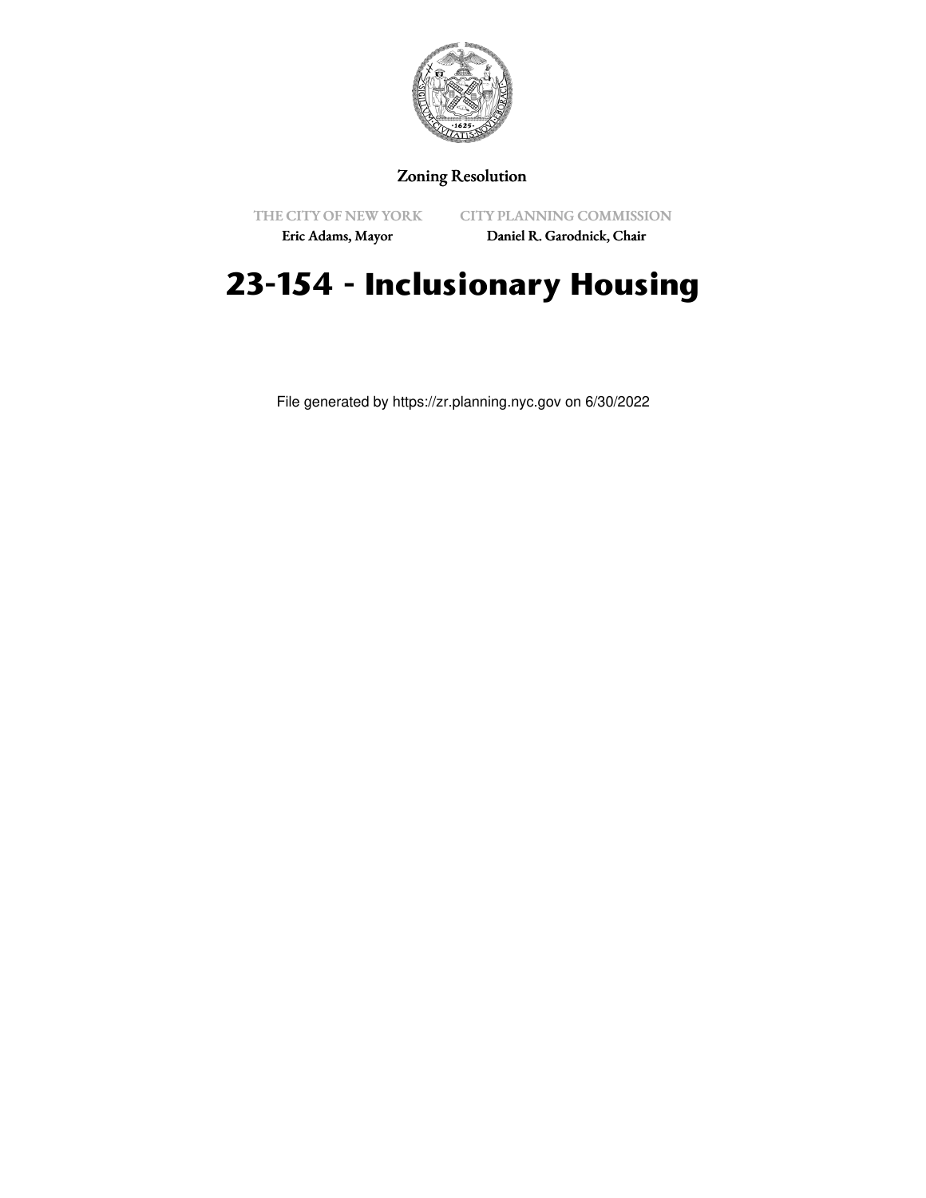Zoning Resolution

THE CITY OF NEW YORK
Eric Adams, Mayor

CITY PLANNING COMMISSION
Daniel R. Garodnick, Chair

# 23-154 - Inclusionary Housing

File generated by https://zr.planning.nyc.gov on 6/30/2022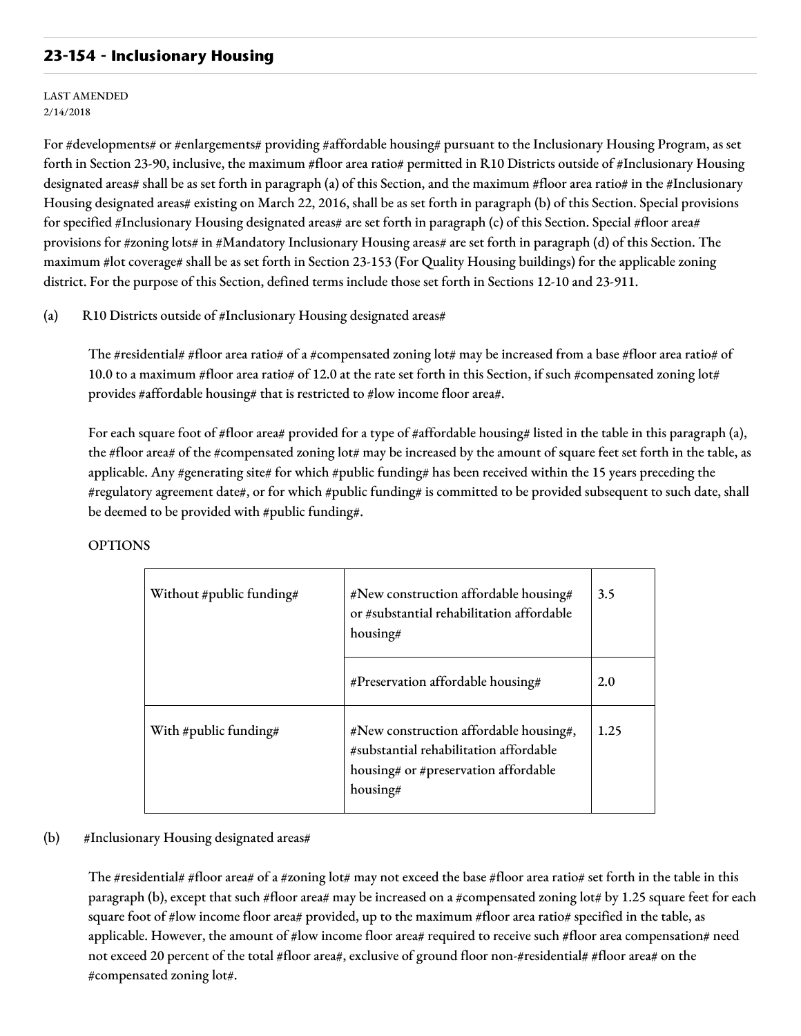## 23-154 - Inclusionary Housing

LAST AMENDED
2/14/2018

For #developments# or #enlargements# providing #affordable housing# pursuant to the Inclusionary Housing Program, as set forth in Section 23-90, inclusive, the maximum #floor area ratio# permitted in R10 Districts outside of #Inclusionary Housing designated areas# shall be as set forth in paragraph (a) of this Section, and the maximum #floor area ratio# in the #Inclusionary Housing designated areas# existing on March 22, 2016, shall be as set forth in paragraph (b) of this Section. Special provisions for specified #Inclusionary Housing designated areas# are set forth in paragraph (c) of this Section. Special #floor area# provisions for #zoning lots# in #Mandatory Inclusionary Housing areas# are set forth in paragraph (d) of this Section. The maximum #lot coverage# shall be as set forth in Section 23-153 (For Quality Housing buildings) for the applicable zoning district. For the purpose of this Section, defined terms include those set forth in Sections 12-10 and 23-911.

(a) R10 Districts outside of #Inclusionary Housing designated areas#

The #residential# #floor area ratio# of a #compensated zoning lot# may be increased from a base #floor area ratio# of 10.0 to a maximum #floor area ratio# of 12.0 at the rate set forth in this Section, if such #compensated zoning lot# provides #affordable housing# that is restricted to #low income floor area#.

For each square foot of #floor area# provided for a type of #affordable housing# listed in the table in this paragraph (a), the #floor area# of the #compensated zoning lot# may be increased by the amount of square feet set forth in the table, as applicable. Any #generating site# for which #public funding# has been received within the 15 years preceding the #regulatory agreement date#, or for which #public funding# is committed to be provided subsequent to such date, shall be deemed to be provided with #public funding#.

OPTIONS

| | | |
|---|---|---|
| Without #public funding# | #New construction affordable housing# or #substantial rehabilitation affordable housing# | 3.5 |
| | #Preservation affordable housing# | 2.0 |
| With #public funding# | #New construction affordable housing#, #substantial rehabilitation affordable housing# or #preservation affordable housing# | 1.25 |

(b) #Inclusionary Housing designated areas#

The #residential# #floor area# of a #zoning lot# may not exceed the base #floor area ratio# set forth in the table in this paragraph (b), except that such #floor area# may be increased on a #compensated zoning lot# by 1.25 square feet for each square foot of #low income floor area# provided, up to the maximum #floor area ratio# specified in the table, as applicable. However, the amount of #low income floor area# required to receive such #floor area compensation# need not exceed 20 percent of the total #floor area#, exclusive of ground floor non-#residential# #floor area# on the #compensated zoning lot#.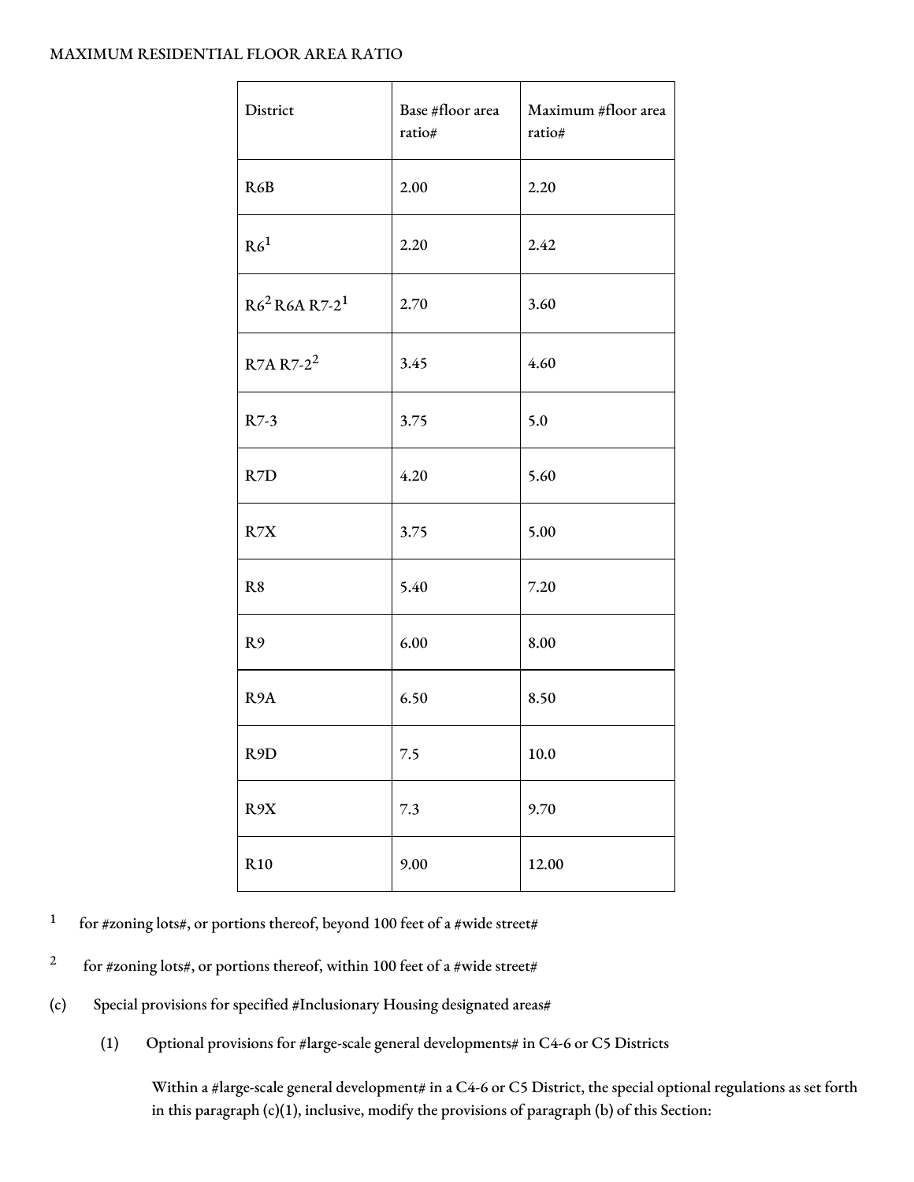MAXIMUM RESIDENTIAL FLOOR AREA RATIO

| District | Base #floor area ratio# | Maximum #floor area ratio# |
| --- | --- | --- |
| R6B | 2.00 | 2.20 |
| R6[1] | 2.20 | 2.42 |
| R6[2] R6A R7-2[1] | 2.70 | 3.60 |
| R7A R7-2[2] | 3.45 | 4.60 |
| R7-3 | 3.75 | 5.0 |
| R7D | 4.20 | 5.60 |
| R7X | 3.75 | 5.00 |
| R8 | 5.40 | 7.20 |
| R9 | 6.00 | 8.00 |
| R9A | 6.50 | 8.50 |
| R9D | 7.5 | 10.0 |
| R9X | 7.3 | 9.70 |
| R10 | 9.00 | 12.00 |

[1] for #zoning lots#, or portions thereof, beyond 100 feet of a #wide street#

[2] for #zoning lots#, or portions thereof, within 100 feet of a #wide street#

(c) Special provisions for specified #Inclusionary Housing designated areas#

(1) Optional provisions for #large-scale general developments# in C4-6 or C5 Districts

Within a #large-scale general development# in a C4-6 or C5 District, the special optional regulations as set forth in this paragraph (c)(1), inclusive, modify the provisions of paragraph (b) of this Section: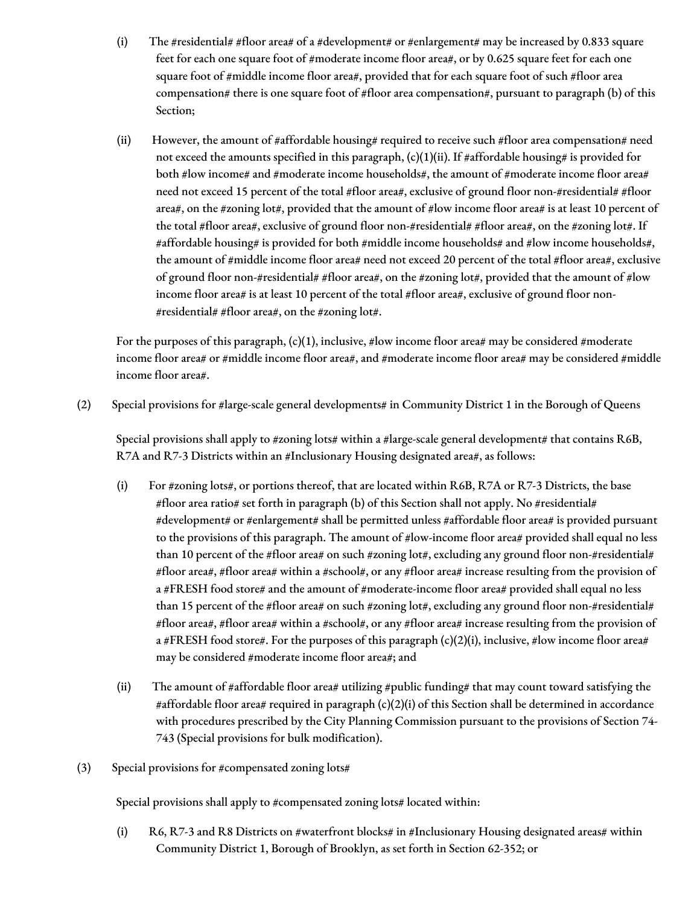(i) The #residential# #floor area# of a #development# or #enlargement# may be increased by 0.833 square feet for each one square foot of #moderate income floor area#, or by 0.625 square feet for each one square foot of #middle income floor area#, provided that for each square foot of such #floor area compensation# there is one square foot of #floor area compensation#, pursuant to paragraph (b) of this Section;

(ii) However, the amount of #affordable housing# required to receive such #floor area compensation# need not exceed the amounts specified in this paragraph, (c)(1)(ii). If #affordable housing# is provided for both #low income# and #moderate income households#, the amount of #moderate income floor area# need not exceed 15 percent of the total #floor area#, exclusive of ground floor non-#residential# #floor area#, on the #zoning lot#, provided that the amount of #low income floor area# is at least 10 percent of the total #floor area#, exclusive of ground floor non-#residential# #floor area#, on the #zoning lot#. If #affordable housing# is provided for both #middle income households# and #low income households#, the amount of #middle income floor area# need not exceed 20 percent of the total #floor area#, exclusive of ground floor non-#residential# #floor area#, on the #zoning lot#, provided that the amount of #low income floor area# is at least 10 percent of the total #floor area#, exclusive of ground floor non-#residential# #floor area#, on the #zoning lot#.

For the purposes of this paragraph, (c)(1), inclusive, #low income floor area# may be considered #moderate income floor area# or #middle income floor area#, and #moderate income floor area# may be considered #middle income floor area#.

(2) Special provisions for #large-scale general developments# in Community District 1 in the Borough of Queens

Special provisions shall apply to #zoning lots# within a #large-scale general development# that contains R6B, R7A and R7-3 Districts within an #Inclusionary Housing designated area#, as follows:

(i) For #zoning lots#, or portions thereof, that are located within R6B, R7A or R7-3 Districts, the base #floor area ratio# set forth in paragraph (b) of this Section shall not apply. No #residential# #development# or #enlargement# shall be permitted unless #affordable floor area# is provided pursuant to the provisions of this paragraph. The amount of #low-income floor area# provided shall equal no less than 10 percent of the #floor area# on such #zoning lot#, excluding any ground floor non-#residential# #floor area#, #floor area# within a #school#, or any #floor area# increase resulting from the provision of a #FRESH food store# and the amount of #moderate-income floor area# provided shall equal no less than 15 percent of the #floor area# on such #zoning lot#, excluding any ground floor non-#residential# #floor area#, #floor area# within a #school#, or any #floor area# increase resulting from the provision of a #FRESH food store#. For the purposes of this paragraph (c)(2)(i), inclusive, #low income floor area# may be considered #moderate income floor area#; and

(ii) The amount of #affordable floor area# utilizing #public funding# that may count toward satisfying the #affordable floor area# required in paragraph (c)(2)(i) of this Section shall be determined in accordance with procedures prescribed by the City Planning Commission pursuant to the provisions of Section 74-743 (Special provisions for bulk modification).

(3) Special provisions for #compensated zoning lots#

Special provisions shall apply to #compensated zoning lots# located within:

(i) R6, R7-3 and R8 Districts on #waterfront blocks# in #Inclusionary Housing designated areas# within Community District 1, Borough of Brooklyn, as set forth in Section 62-352; or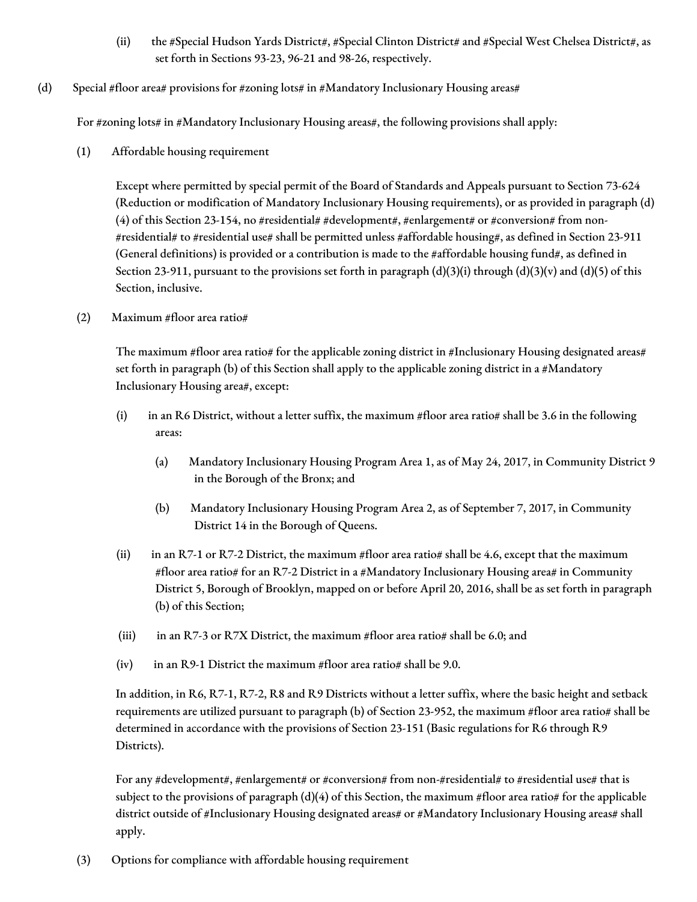(ii) the #Special Hudson Yards District#, #Special Clinton District# and #Special West Chelsea District#, as set forth in Sections 93-23, 96-21 and 98-26, respectively.

(d) Special #floor area# provisions for #zoning lots# in #Mandatory Inclusionary Housing areas#

For #zoning lots# in #Mandatory Inclusionary Housing areas#, the following provisions shall apply:

(1) Affordable housing requirement

Except where permitted by special permit of the Board of Standards and Appeals pursuant to Section 73-624 (Reduction or modification of Mandatory Inclusionary Housing requirements), or as provided in paragraph (d)(4) of this Section 23-154, no #residential# #development#, #enlargement# or #conversion# from non-#residential# to #residential use# shall be permitted unless #affordable housing#, as defined in Section 23-911 (General definitions) is provided or a contribution is made to the #affordable housing fund#, as defined in Section 23-911, pursuant to the provisions set forth in paragraph (d)(3)(i) through (d)(3)(v) and (d)(5) of this Section, inclusive.

(2) Maximum #floor area ratio#

The maximum #floor area ratio# for the applicable zoning district in #Inclusionary Housing designated areas# set forth in paragraph (b) of this Section shall apply to the applicable zoning district in a #Mandatory Inclusionary Housing area#, except:

(i) in an R6 District, without a letter suffix, the maximum #floor area ratio# shall be 3.6 in the following areas:

(a) Mandatory Inclusionary Housing Program Area 1, as of May 24, 2017, in Community District 9 in the Borough of the Bronx; and

(b) Mandatory Inclusionary Housing Program Area 2, as of September 7, 2017, in Community District 14 in the Borough of Queens.

(ii) in an R7-1 or R7-2 District, the maximum #floor area ratio# shall be 4.6, except that the maximum #floor area ratio# for an R7-2 District in a #Mandatory Inclusionary Housing area# in Community District 5, Borough of Brooklyn, mapped on or before April 20, 2016, shall be as set forth in paragraph (b) of this Section;

(iii) in an R7-3 or R7X District, the maximum #floor area ratio# shall be 6.0; and

(iv) in an R9-1 District the maximum #floor area ratio# shall be 9.0.

In addition, in R6, R7-1, R7-2, R8 and R9 Districts without a letter suffix, where the basic height and setback requirements are utilized pursuant to paragraph (b) of Section 23-952, the maximum #floor area ratio# shall be determined in accordance with the provisions of Section 23-151 (Basic regulations for R6 through R9 Districts).

For any #development#, #enlargement# or #conversion# from non-#residential# to #residential use# that is subject to the provisions of paragraph (d)(4) of this Section, the maximum #floor area ratio# for the applicable district outside of #Inclusionary Housing designated areas# or #Mandatory Inclusionary Housing areas# shall apply.

(3) Options for compliance with affordable housing requirement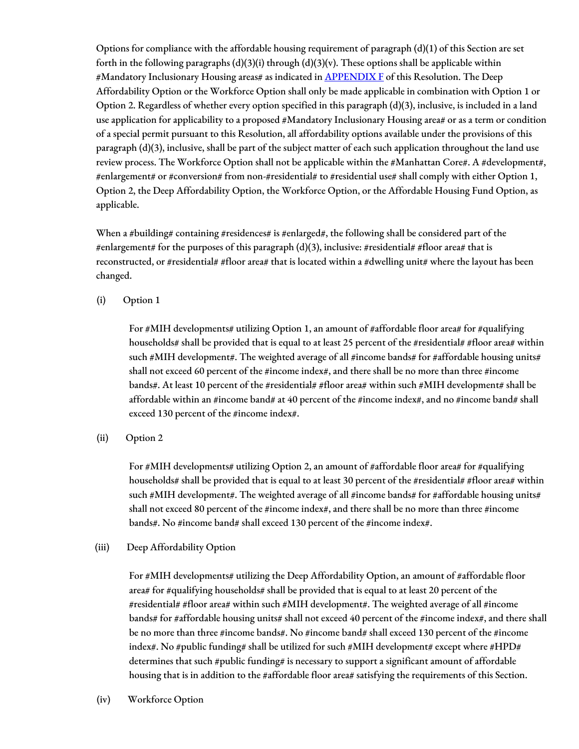Options for compliance with the affordable housing requirement of paragraph (d)(1) of this Section are set forth in the following paragraphs (d)(3)(i) through (d)(3)(v). These options shall be applicable within #Mandatory Inclusionary Housing areas# as indicated in [APPENDIX F] of this Resolution. The Deep Affordability Option or the Workforce Option shall only be made applicable in combination with Option 1 or Option 2. Regardless of whether every option specified in this paragraph (d)(3), inclusive, is included in a land use application for applicability to a proposed #Mandatory Inclusionary Housing area# or as a term or condition of a special permit pursuant to this Resolution, all affordability options available under the provisions of this paragraph (d)(3), inclusive, shall be part of the subject matter of each such application throughout the land use review process. The Workforce Option shall not be applicable within the #Manhattan Core#. A #development#, #enlargement# or #conversion# from non-#residential# to #residential use# shall comply with either Option 1, Option 2, the Deep Affordability Option, the Workforce Option, or the Affordable Housing Fund Option, as applicable.

When a #building# containing #residences# is #enlarged#, the following shall be considered part of the #enlargement# for the purposes of this paragraph (d)(3), inclusive: #residential# #floor area# that is reconstructed, or #residential# #floor area# that is located within a #dwelling unit# where the layout has been changed.

(i) Option 1

For #MIH developments# utilizing Option 1, an amount of #affordable floor area# for #qualifying households# shall be provided that is equal to at least 25 percent of the #residential# #floor area# within such #MIH development#. The weighted average of all #income bands# for #affordable housing units# shall not exceed 60 percent of the #income index#, and there shall be no more than three #income bands#. At least 10 percent of the #residential# #floor area# within such #MIH development# shall be affordable within an #income band# at 40 percent of the #income index#, and no #income band# shall exceed 130 percent of the #income index#.

(ii) Option 2

For #MIH developments# utilizing Option 2, an amount of #affordable floor area# for #qualifying households# shall be provided that is equal to at least 30 percent of the #residential# #floor area# within such #MIH development#. The weighted average of all #income bands# for #affordable housing units# shall not exceed 80 percent of the #income index#, and there shall be no more than three #income bands#. No #income band# shall exceed 130 percent of the #income index#.

(iii) Deep Affordability Option

For #MIH developments# utilizing the Deep Affordability Option, an amount of #affordable floor area# for #qualifying households# shall be provided that is equal to at least 20 percent of the #residential# #floor area# within such #MIH development#. The weighted average of all #income bands# for #affordable housing units# shall not exceed 40 percent of the #income index#, and there shall be no more than three #income bands#. No #income band# shall exceed 130 percent of the #income index#. No #public funding# shall be utilized for such #MIH development# except where #HPD# determines that such #public funding# is necessary to support a significant amount of affordable housing that is in addition to the #affordable floor area# satisfying the requirements of this Section.

(iv) Workforce Option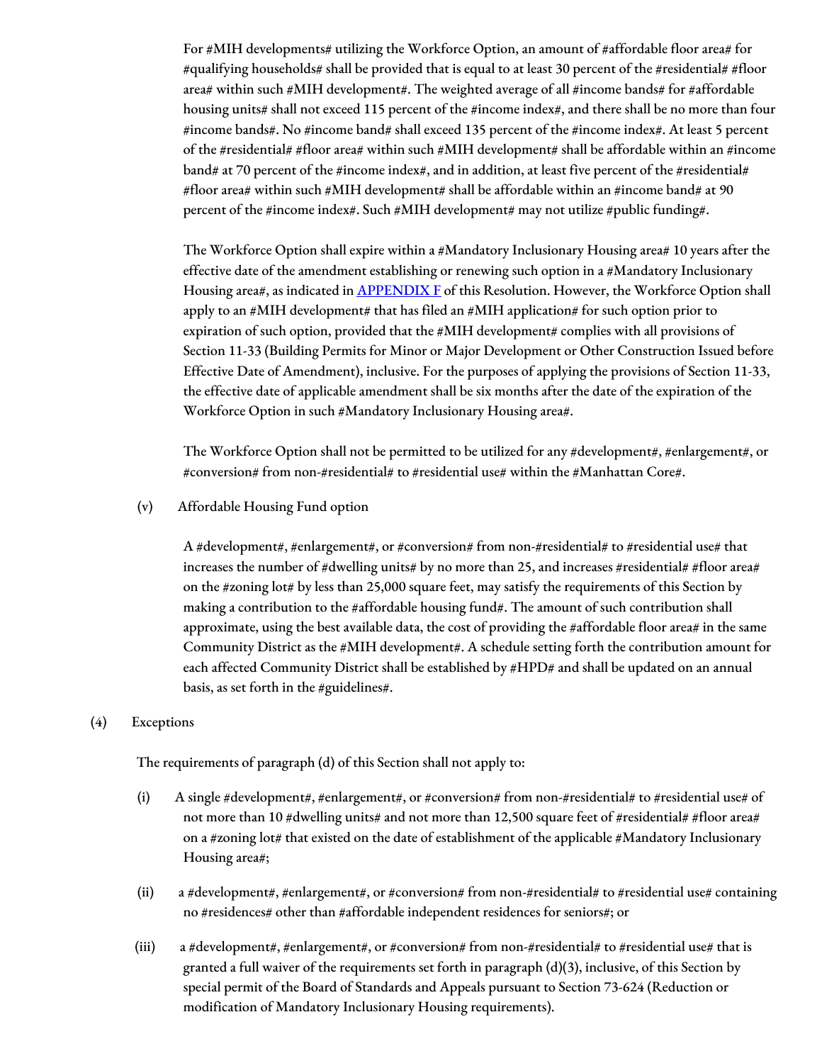For #MIH developments# utilizing the Workforce Option, an amount of #affordable floor area# for #qualifying households# shall be provided that is equal to at least 30 percent of the #residential# #floor area# within such #MIH development#. The weighted average of all #income bands# for #affordable housing units# shall not exceed 115 percent of the #income index#, and there shall be no more than four #income bands#. No #income band# shall exceed 135 percent of the #income index#. At least 5 percent of the #residential# #floor area# within such #MIH development# shall be affordable within an #income band# at 70 percent of the #income index#, and in addition, at least five percent of the #residential# #floor area# within such #MIH development# shall be affordable within an #income band# at 90 percent of the #income index#. Such #MIH development# may not utilize #public funding#.

The Workforce Option shall expire within a #Mandatory Inclusionary Housing area# 10 years after the effective date of the amendment establishing or renewing such option in a #Mandatory Inclusionary Housing area#, as indicated in APPENDIX F of this Resolution. However, the Workforce Option shall apply to an #MIH development# that has filed an #MIH application# for such option prior to expiration of such option, provided that the #MIH development# complies with all provisions of Section 11-33 (Building Permits for Minor or Major Development or Other Construction Issued before Effective Date of Amendment), inclusive. For the purposes of applying the provisions of Section 11-33, the effective date of applicable amendment shall be six months after the date of the expiration of the Workforce Option in such #Mandatory Inclusionary Housing area#.

The Workforce Option shall not be permitted to be utilized for any #development#, #enlargement#, or #conversion# from non-#residential# to #residential use# within the #Manhattan Core#.

(v) Affordable Housing Fund option

A #development#, #enlargement#, or #conversion# from non-#residential# to #residential use# that increases the number of #dwelling units# by no more than 25, and increases #residential# #floor area# on the #zoning lot# by less than 25,000 square feet, may satisfy the requirements of this Section by making a contribution to the #affordable housing fund#. The amount of such contribution shall approximate, using the best available data, the cost of providing the #affordable floor area# in the same Community District as the #MIH development#. A schedule setting forth the contribution amount for each affected Community District shall be established by #HPD# and shall be updated on an annual basis, as set forth in the #guidelines#.

(4) Exceptions

The requirements of paragraph (d) of this Section shall not apply to:

(i) A single #development#, #enlargement#, or #conversion# from non-#residential# to #residential use# of not more than 10 #dwelling units# and not more than 12,500 square feet of #residential# #floor area# on a #zoning lot# that existed on the date of establishment of the applicable #Mandatory Inclusionary Housing area#;

(ii) a #development#, #enlargement#, or #conversion# from non-#residential# to #residential use# containing no #residences# other than #affordable independent residences for seniors#; or

(iii) a #development#, #enlargement#, or #conversion# from non-#residential# to #residential use# that is granted a full waiver of the requirements set forth in paragraph (d)(3), inclusive, of this Section by special permit of the Board of Standards and Appeals pursuant to Section 73-624 (Reduction or modification of Mandatory Inclusionary Housing requirements).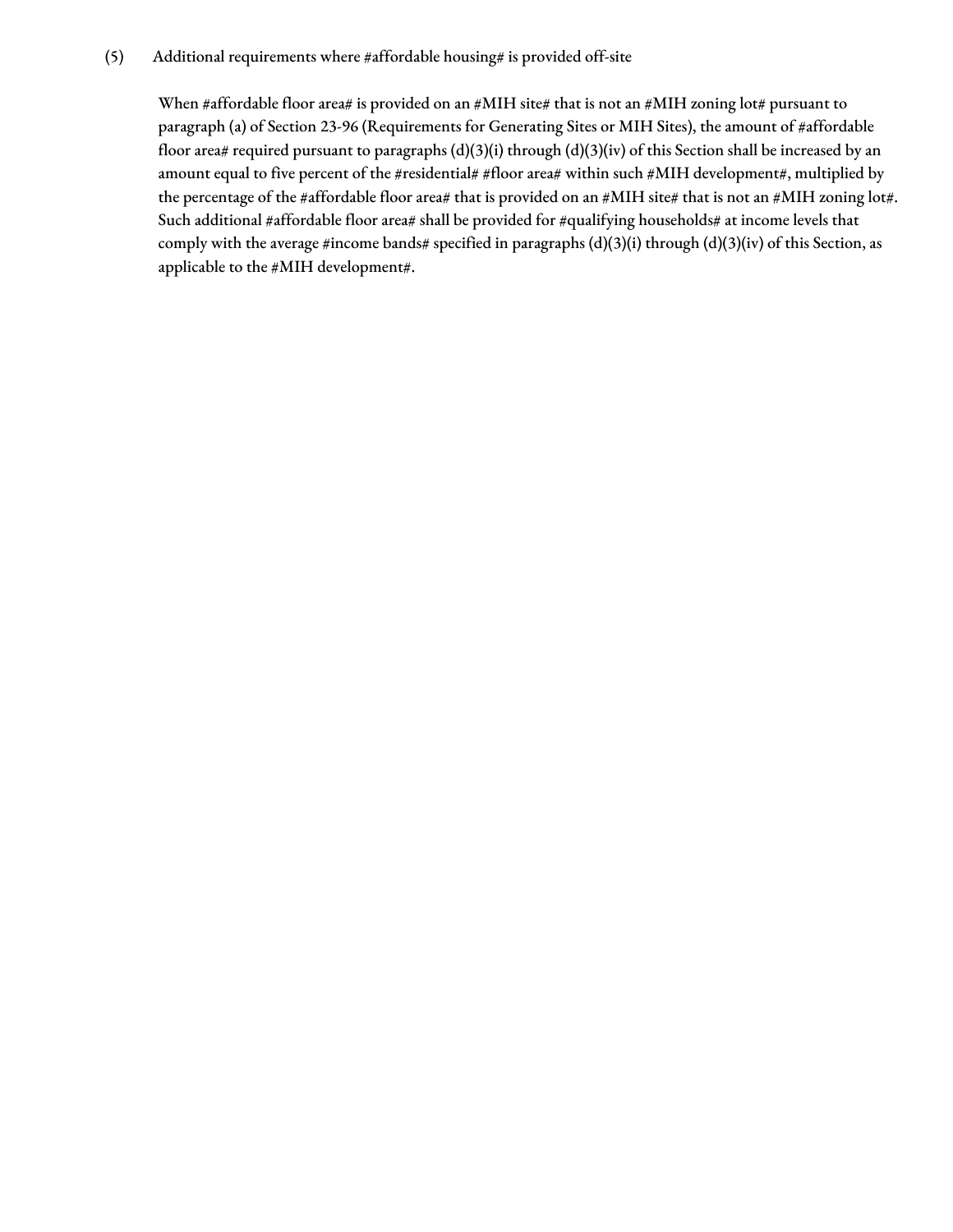(5) Additional requirements where #affordable housing# is provided off-site

When #affordable floor area# is provided on an #MIH site# that is not an #MIH zoning lot# pursuant to paragraph (a) of Section 23-96 (Requirements for Generating Sites or MIH Sites), the amount of #affordable floor area# required pursuant to paragraphs (d)(3)(i) through (d)(3)(iv) of this Section shall be increased by an amount equal to five percent of the #residential# #floor area# within such #MIH development#, multiplied by the percentage of the #affordable floor area# that is provided on an #MIH site# that is not an #MIH zoning lot#. Such additional #affordable floor area# shall be provided for #qualifying households# at income levels that comply with the average #income bands# specified in paragraphs (d)(3)(i) through (d)(3)(iv) of this Section, as applicable to the #MIH development#.